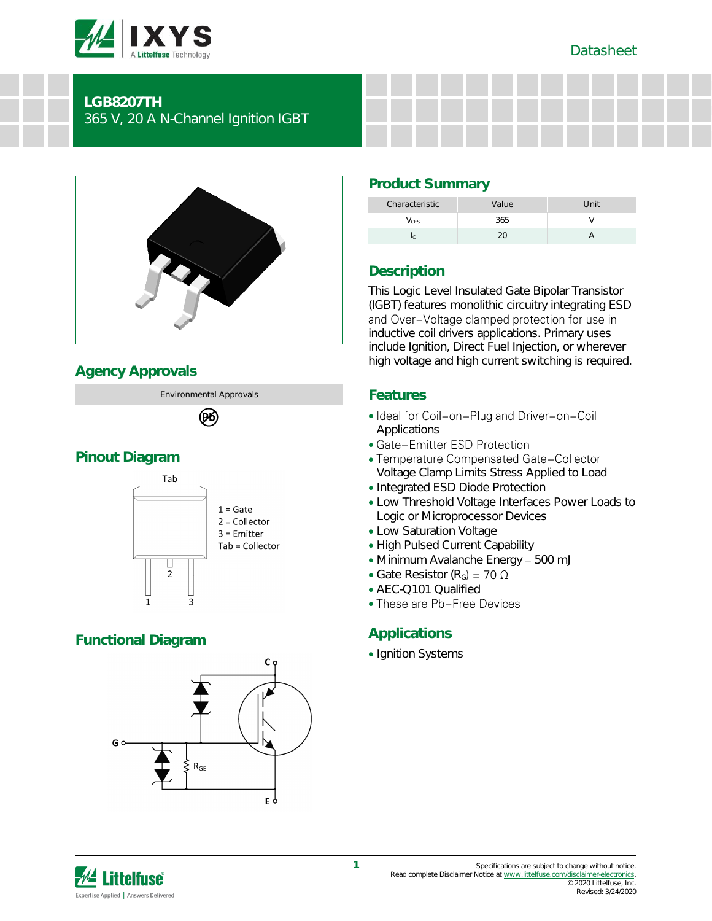Datasheet

# LGB8207TH

365 V, 20 A N-Channel Ignition IGBT

## Agency Approvals

| Environmental Approvals |
| --- |
| Pb |

## Pinout Diagram

Tab

1 = Gate
2 = Collector
3 = Emitter
Tab = Collector

## Functional Diagram

C, G, E, $R_{GE}$

## Product Summary

| Characteristic | Value | Unit |
| --- | --- | --- |
| $V_{CES}$ | 365 | V |
| $I_C$ | 20 | A |

## Description

This Logic Level Insulated Gate Bipolar Transistor (IGBT) features monolithic circuitry integrating ESD and Over−Voltage clamped protection for use in inductive coil drivers applications. Primary uses include Ignition, Direct Fuel Injection, or wherever high voltage and high current switching is required.

## Features

- Ideal for Coil−on−Plug and Driver−on−Coil Applications
- Gate−Emitter ESD Protection
- Temperature Compensated Gate−Collector Voltage Clamp Limits Stress Applied to Load
- Integrated ESD Diode Protection
- Low Threshold Voltage Interfaces Power Loads to Logic or Microprocessor Devices
- Low Saturation Voltage
- High Pulsed Current Capability
- Minimum Avalanche Energy – 500 mJ
- Gate Resistor ($R_G$) = 70 Ω
- AEC-Q101 Qualified
- These are Pb−Free Devices

## Applications

- Ignition Systems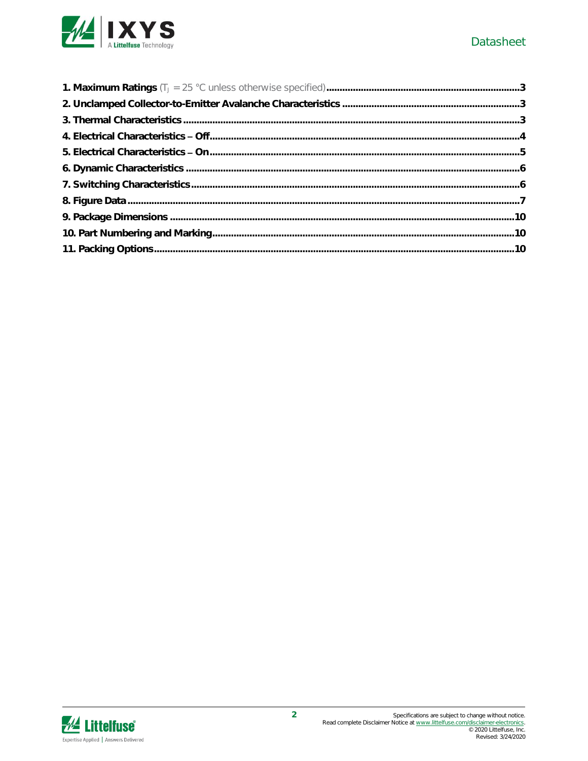**1. Maximum Ratings** ($T_J$ = 25 °C unless otherwise specified)........................................................................3

**2. Unclamped Collector-to-Emitter Avalanche Characteristics** ..................................................................3

**3. Thermal Characteristics** ............................................................................................................3

**4. Electrical Characteristics – Off**..................................................................................................4

**5. Electrical Characteristics – On**..................................................................................................5

**6. Dynamic Characteristics** ...........................................................................................................6

**7. Switching Characteristics**..........................................................................................................6

**8. Figure Data**................................................................................................................................7

**9. Package Dimensions** ................................................................................................................10

**10. Part Numbering and Marking**................................................................................................10

**11. Packing Options**....................................................................................................................10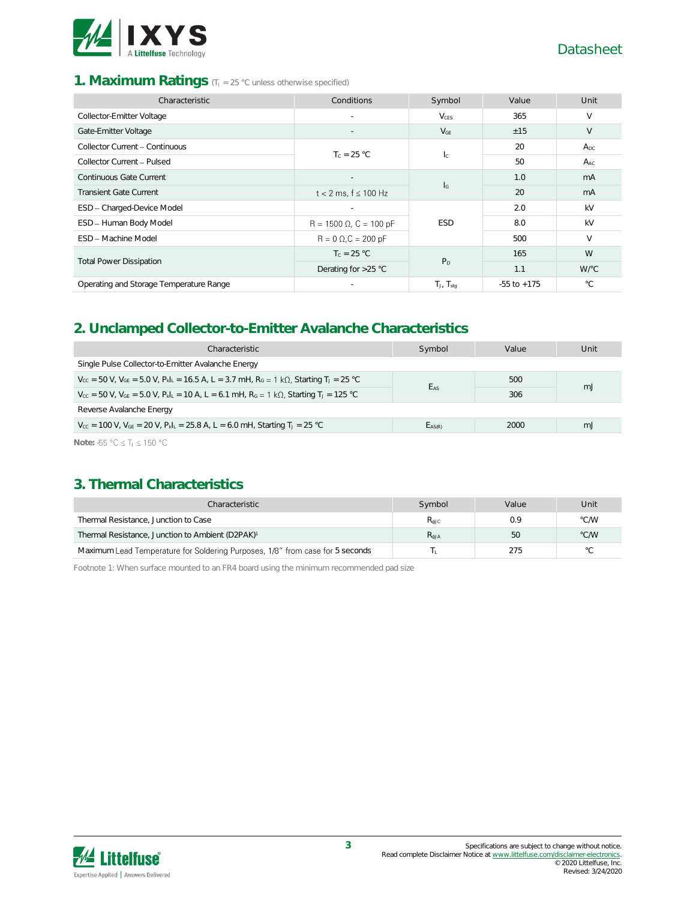## 1. Maximum Ratings ($T_J$ = 25 °C unless otherwise specified)

| Characteristic | Conditions | Symbol | Value | Unit |
|---|---|---|---|---|
| Collector-Emitter Voltage | - | $V_{CES}$ | 365 | V |
| Gate-Emitter Voltage | - | $V_{GE}$ | ±15 | V |
| Collector Current – Continuous | $T_C$ = 25 °C | $I_C$ | 20 | $A_{DC}$ |
| Collector Current – Pulsed | | | 50 | $A_{AC}$ |
| Continuous Gate Current | - | $I_G$ | 1.0 | mA |
| Transient Gate Current | t < 2 ms, f ≤ 100 Hz | | 20 | mA |
| ESD – Charged-Device Model | - | ESD | 2.0 | kV |
| ESD – Human Body Model | R = 1500 Ω, C = 100 pF | | 8.0 | kV |
| ESD – Machine Model | R = 0 Ω,C = 200 pF | | 500 | V |
| Total Power Dissipation | $T_C$ = 25 °C | $P_D$ | 165 | W |
| | Derating for >25 °C | | 1.1 | W/°C |
| Operating and Storage Temperature Range | - | $T_J$, $T_{stg}$ | -55 to +175 | °C |

## 2. Unclamped Collector-to-Emitter Avalanche Characteristics

| Characteristic | Symbol | Value | Unit |
|---|---|---|---|
| Single Pulse Collector-to-Emitter Avalanche Energy | | | |
| $V_{CC}$ = 50 V, $V_{GE}$ = 5.0 V, $P_kI_L$ = 16.5 A, L = 3.7 mH, $R_G$ = 1 kΩ, Starting $T_J$ = 25 °C | $E_{AS}$ | 500 | mJ |
| $V_{CC}$ = 50 V, $V_{GE}$ = 5.0 V, $P_kI_L$ = 10 A, L = 6.1 mH, $R_G$ = 1 kΩ, Starting $T_J$ = 125 °C | | 306 | |
| Reverse Avalanche Energy | | | |
| $V_{CC}$ = 100 V, $V_{GE}$ = 20 V, $P_kI_L$ = 25.8 A, L = 6.0 mH, Starting $T_J$ = 25 °C | $E_{AS(R)}$ | 2000 | mJ |

**Note:** -55 °C ≤ $T_J$ ≤ 150 °C

## 3. Thermal Characteristics

| Characteristic | Symbol | Value | Unit |
|---|---|---|---|
| Thermal Resistance, Junction to Case | $R_{\theta JC}$ | 0.9 | °C/W |
| Thermal Resistance, Junction to Ambient (D2PAK)[1] | $R_{\theta JA}$ | 50 | °C/W |
| Maximum Lead Temperature for Soldering Purposes, 1/8" from case for 5 seconds | $T_L$ | 275 | °C |

Footnote 1: When surface mounted to an FR4 board using the minimum recommended pad size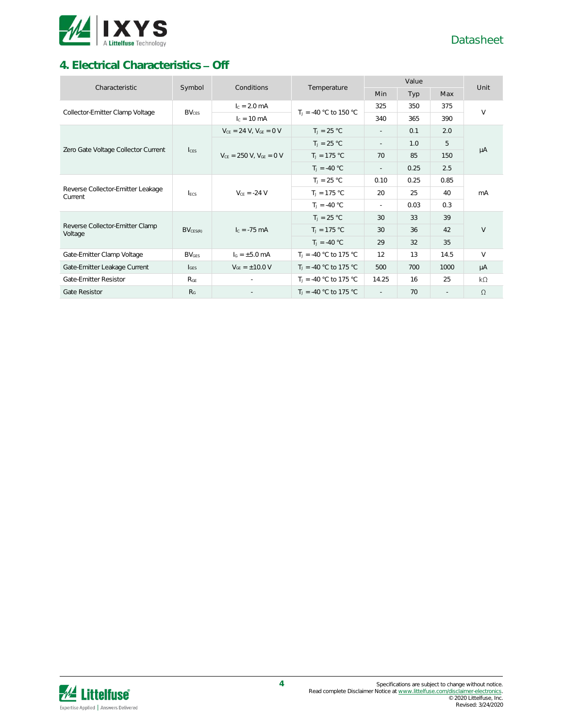## 4. Electrical Characteristics – Off

| Characteristic | Symbol | Conditions | Temperature | Value | | | Unit |
|---|---|---|---|---|---|---|---|
| | | | | Min | Typ | Max | |
| Collector-Emitter Clamp Voltage | $BV_{CES}$ | $I_C$ = 2.0 mA | $T_J$ = -40 °C to 150 °C | 325 | 350 | 375 | V |
| | | $I_C$ = 10 mA | | 340 | 365 | 390 | |
| Zero Gate Voltage Collector Current | $I_{CES}$ | $V_{CE}$ = 24 V, $V_{GE}$ = 0 V | $T_J$ = 25 °C | - | 0.1 | 2.0 | µA |
| | | $V_{CE}$ = 250 V, $V_{GE}$ = 0 V | $T_J$ = 25 °C | - | 1.0 | 5 | |
| | | | $T_J$ = 175 °C | 70 | 85 | 150 | |
| | | | $T_J$ = -40 °C | - | 0.25 | 2.5 | |
| Reverse Collector-Emitter Leakage Current | $I_{ECS}$ | $V_{CE}$ = -24 V | $T_J$ = 25 °C | 0.10 | 0.25 | 0.85 | mA |
| | | | $T_J$ = 175 °C | 20 | 25 | 40 | |
| | | | $T_J$ = -40 °C | - | 0.03 | 0.3 | |
| Reverse Collector-Emitter Clamp Voltage | $BV_{CES(R)}$ | $I_C$ = -75 mA | $T_J$ = 25 °C | 30 | 33 | 39 | V |
| | | | $T_J$ = 175 °C | 30 | 36 | 42 | |
| | | | $T_J$ = -40 °C | 29 | 32 | 35 | |
| Gate-Emitter Clamp Voltage | $BV_{GES}$ | $I_G$ = ±5.0 mA | $T_J$ = -40 °C to 175 °C | 12 | 13 | 14.5 | V |
| Gate-Emitter Leakage Current | $I_{GES}$ | $V_{GE}$ = ±10.0 V | $T_J$ = -40 °C to 175 °C | 500 | 700 | 1000 | µA |
| Gate-Emitter Resistor | $R_{GE}$ | - | $T_J$ = -40 °C to 175 °C | 14.25 | 16 | 25 | kΩ |
| Gate Resistor | $R_G$ | - | $T_J$ = -40 °C to 175 °C | - | 70 | - | Ω |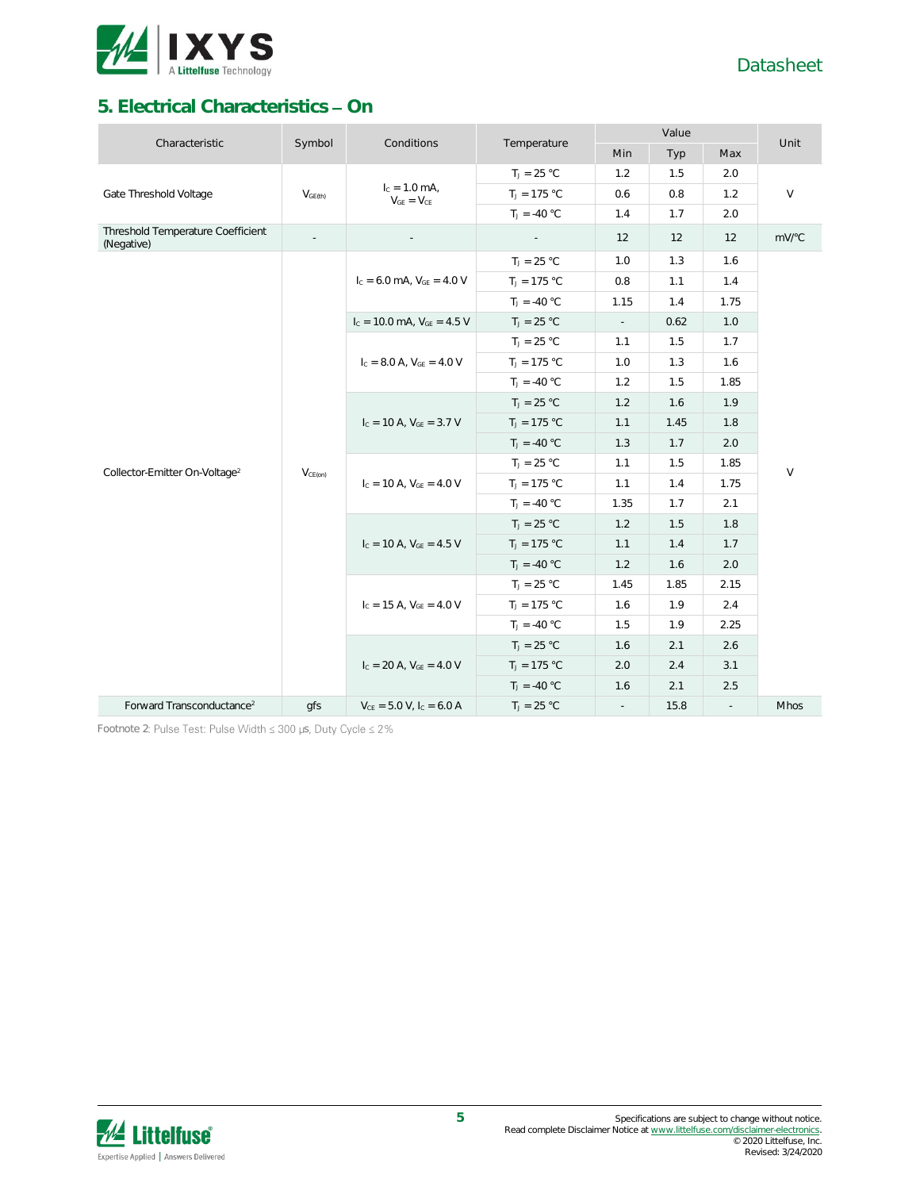## 5. Electrical Characteristics – On

| Characteristic | Symbol | Conditions | Temperature | Value | | | Unit |
|---|---|---|---|---|---|---|---|
| | | | | Min | Typ | Max | |
| Gate Threshold Voltage | $V_{GE(th)}$ | $I_C = 1.0$ mA, $V_{GE} = V_{CE}$ | $T_J = 25$ °C | 1.2 | 1.5 | 2.0 | V |
| | | | $T_J = 175$ °C | 0.6 | 0.8 | 1.2 | |
| | | | $T_J = -40$ °C | 1.4 | 1.7 | 2.0 | |
| Threshold Temperature Coefficient (Negative) | - | - | - | 12 | 12 | 12 | mV/°C |
| Collector-Emitter On-Voltage[2] | $V_{CE(on)}$ | $I_C = 6.0$ mA, $V_{GE} = 4.0$ V | $T_J = 25$ °C | 1.0 | 1.3 | 1.6 | V |
| | | | $T_J = 175$ °C | 0.8 | 1.1 | 1.4 | |
| | | | $T_J = -40$ °C | 1.15 | 1.4 | 1.75 | |
| | | $I_C = 10.0$ mA, $V_{GE} = 4.5$ V | $T_J = 25$ °C | - | 0.62 | 1.0 | |
| | | $I_C = 8.0$ A, $V_{GE} = 4.0$ V | $T_J = 25$ °C | 1.1 | 1.5 | 1.7 | |
| | | | $T_J = 175$ °C | 1.0 | 1.3 | 1.6 | |
| | | | $T_J = -40$ °C | 1.2 | 1.5 | 1.85 | |
| | | $I_C = 10$ A, $V_{GE} = 3.7$ V | $T_J = 25$ °C | 1.2 | 1.6 | 1.9 | |
| | | | $T_J = 175$ °C | 1.1 | 1.45 | 1.8 | |
| | | | $T_J = -40$ °C | 1.3 | 1.7 | 2.0 | |
| | | $I_C = 10$ A, $V_{GE} = 4.0$ V | $T_J = 25$ °C | 1.1 | 1.5 | 1.85 | |
| | | | $T_J = 175$ °C | 1.1 | 1.4 | 1.75 | |
| | | | $T_J = -40$ °C | 1.35 | 1.7 | 2.1 | |
| | | $I_C = 10$ A, $V_{GE} = 4.5$ V | $T_J = 25$ °C | 1.2 | 1.5 | 1.8 | |
| | | | $T_J = 175$ °C | 1.1 | 1.4 | 1.7 | |
| | | | $T_J = -40$ °C | 1.2 | 1.6 | 2.0 | |
| | | $I_C = 15$ A, $V_{GE} = 4.0$ V | $T_J = 25$ °C | 1.45 | 1.85 | 2.15 | |
| | | | $T_J = 175$ °C | 1.6 | 1.9 | 2.4 | |
| | | | $T_J = -40$ °C | 1.5 | 1.9 | 2.25 | |
| | | $I_C = 20$ A, $V_{GE} = 4.0$ V | $T_J = 25$ °C | 1.6 | 2.1 | 2.6 | |
| | | | $T_J = 175$ °C | 2.0 | 2.4 | 3.1 | |
| | | | $T_J = -40$ °C | 1.6 | 2.1 | 2.5 | |
| Forward Transconductance[2] | gfs | $V_{CE} = 5.0$ V, $I_C = 6.0$ A | $T_J = 25$ °C | - | 15.8 | - | Mhos |

Footnote 2: Pulse Test: Pulse Width ≤ 300 μs, Duty Cycle ≤ 2%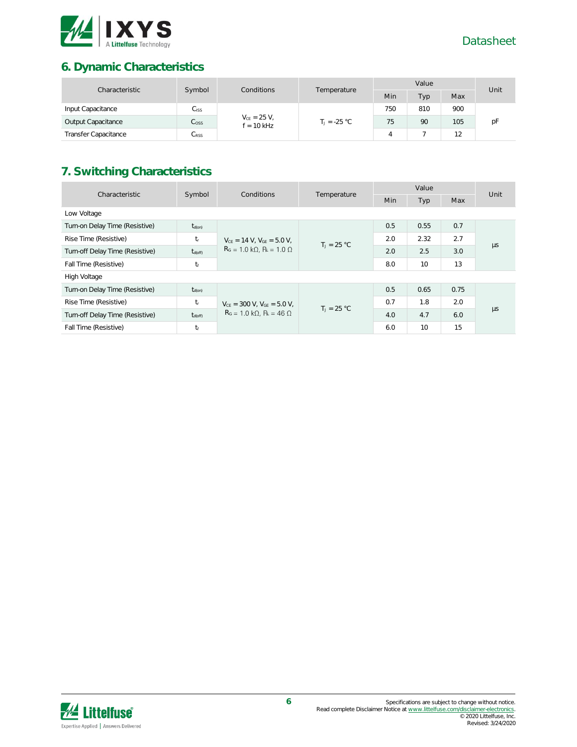## 6. Dynamic Characteristics

| Characteristic | Symbol | Conditions | Temperature | Value | | | Unit |
|---|---|---|---|---|---|---|---|
| | | | | Min | Typ | Max | |
| Input Capacitance | $C_{ISS}$ | $V_{CE}$ = 25 V, f = 10 kHz | $T_J$ = -25 °C | 750 | 810 | 900 | pF |
| Output Capacitance | $C_{OSS}$ | | | 75 | 90 | 105 | |
| Transfer Capacitance | $C_{RSS}$ | | | 4 | 7 | 12 | |

## 7. Switching Characteristics

| Characteristic | Symbol | Conditions | Temperature | Value | | | Unit |
|---|---|---|---|---|---|---|---|
| | | | | Min | Typ | Max | |
| Low Voltage | | | | | | | |
| Turn-on Delay Time (Resistive) | $t_{d(on)}$ | $V_{CE}$ = 14 V, $V_{GE}$ = 5.0 V, $R_G$ = 1.0 kΩ, $R_L$ = 1.0 Ω | $T_J$ = 25 °C | 0.5 | 0.55 | 0.7 | µs |
| Rise Time (Resistive) | $t_r$ | | | 2.0 | 2.32 | 2.7 | |
| Turn-off Delay Time (Resistive) | $t_{d(off)}$ | | | 2.0 | 2.5 | 3.0 | |
| Fall Time (Resistive) | $t_f$ | | | 8.0 | 10 | 13 | |
| High Voltage | | | | | | | |
| Turn-on Delay Time (Resistive) | $t_{d(on)}$ | $V_{CE}$ = 300 V, $V_{GE}$ = 5.0 V, $R_G$ = 1.0 kΩ, $R_L$ = 46 Ω | $T_J$ = 25 °C | 0.5 | 0.65 | 0.75 | µs |
| Rise Time (Resistive) | $t_r$ | | | 0.7 | 1.8 | 2.0 | |
| Turn-off Delay Time (Resistive) | $t_{d(off)}$ | | | 4.0 | 4.7 | 6.0 | |
| Fall Time (Resistive) | $t_f$ | | | 6.0 | 10 | 15 | |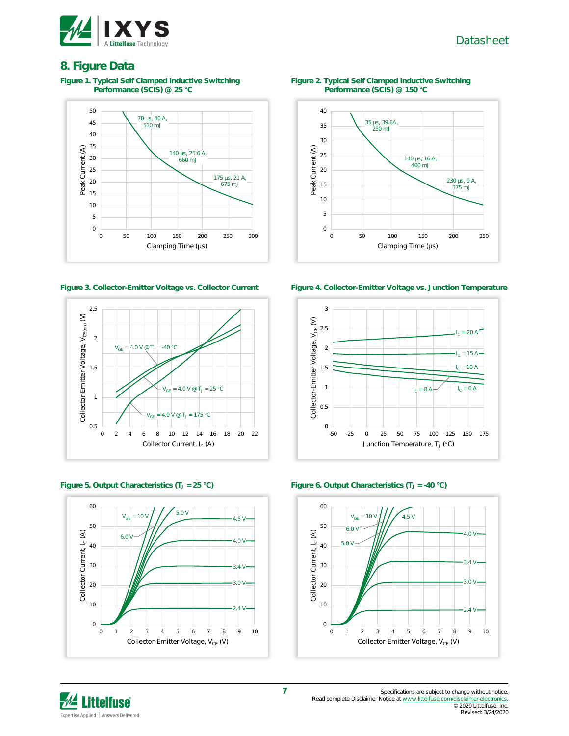## 8. Figure Data

**Figure 1. Typical Self Clamped Inductive Switching Performance (SCIS) @ 25 °C**

**Figure 2. Typical Self Clamped Inductive Switching Performance (SCIS) @ 150 °C**

**Figure 3. Collector-Emitter Voltage vs. Collector Current**

**Figure 4. Collector-Emitter Voltage vs. Junction Temperature**

**Figure 5. Output Characteristics ($T_J$ = 25 °C)**

**Figure 6. Output Characteristics ($T_J$ = -40 °C)**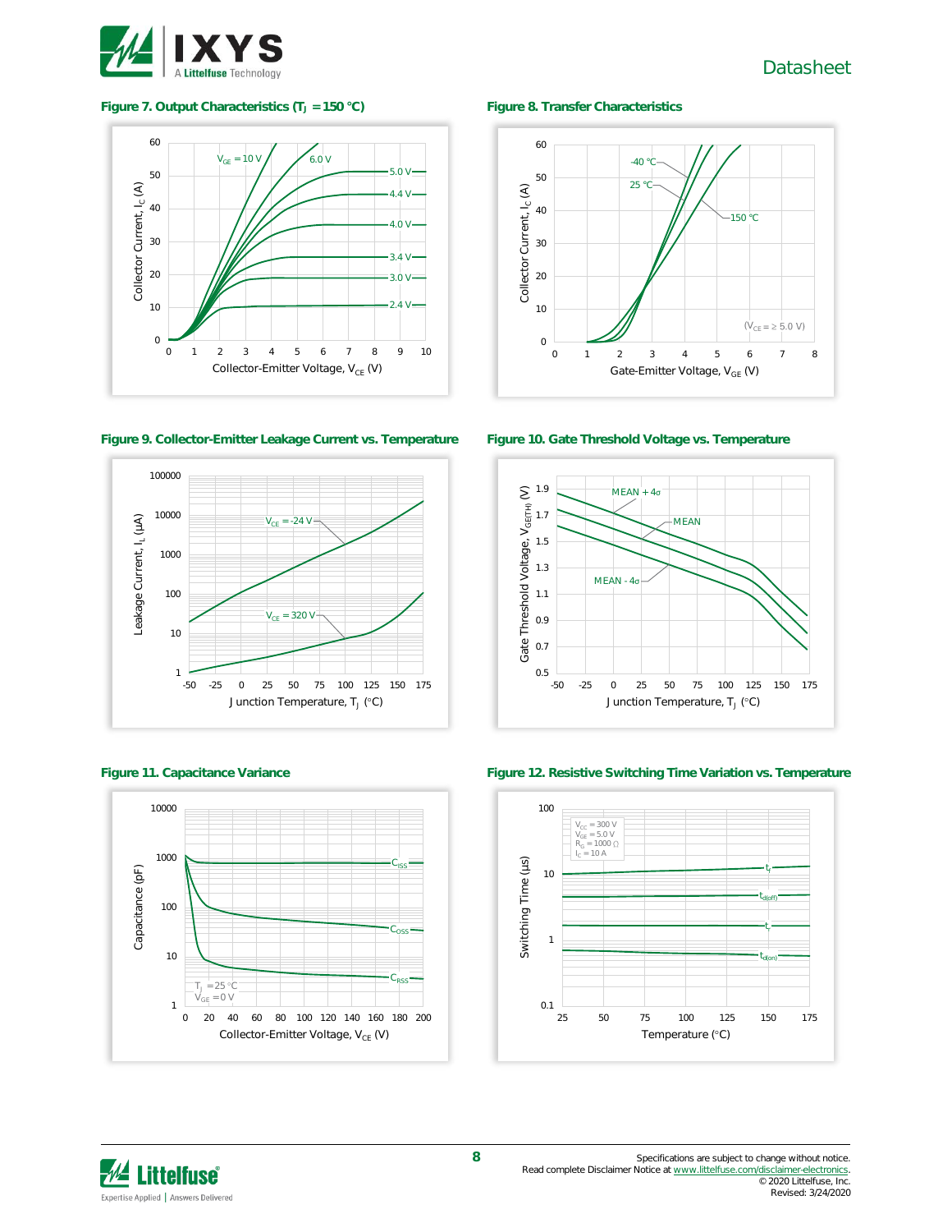**Figure 7. Output Characteristics ($T_J$ = 150 °C)**

**Figure 8. Transfer Characteristics**

**Figure 9. Collector-Emitter Leakage Current vs. Temperature**

**Figure 10. Gate Threshold Voltage vs. Temperature**

**Figure 11. Capacitance Variance**

**Figure 12. Resistive Switching Time Variation vs. Temperature**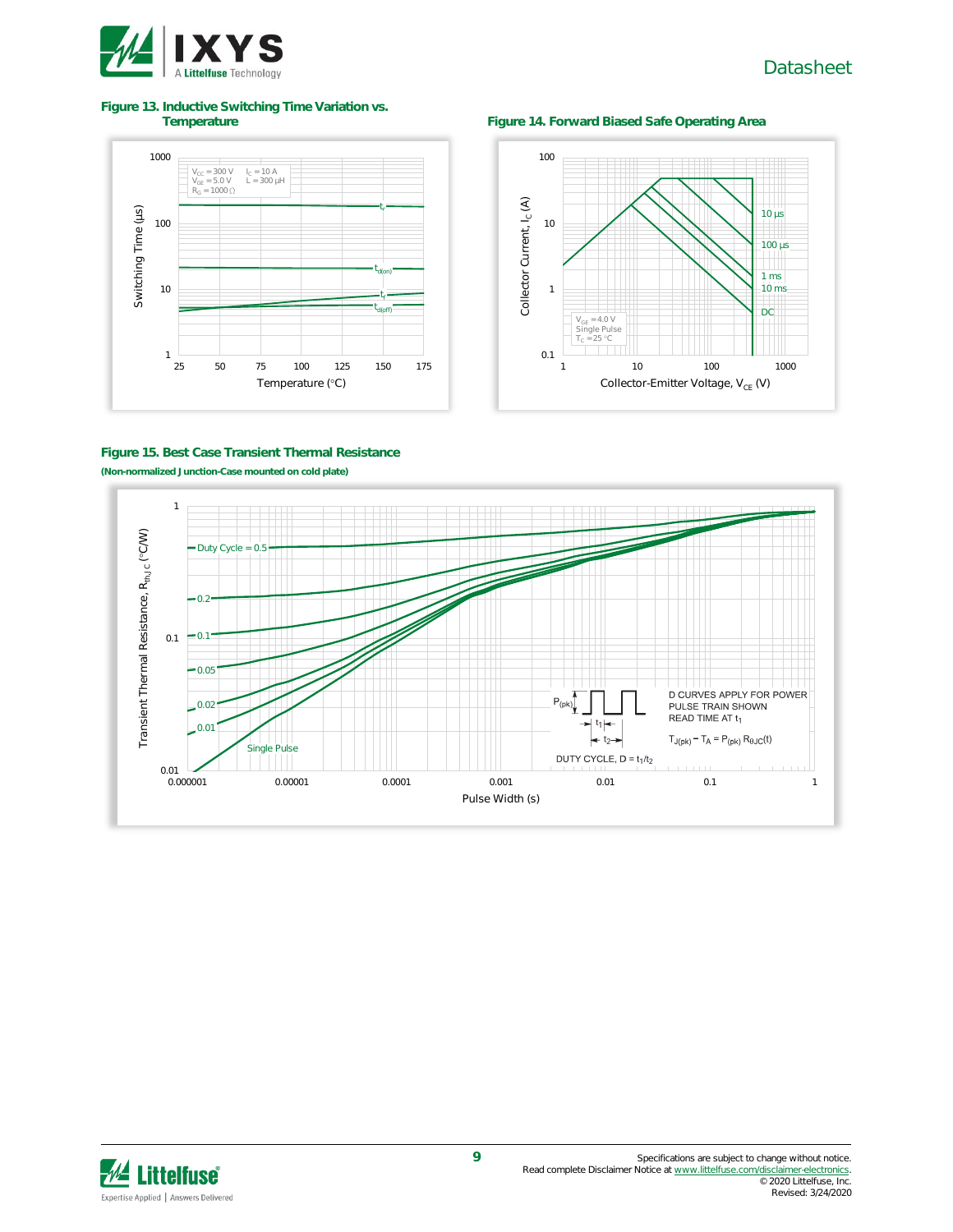**Figure 13. Inductive Switching Time Variation vs. Temperature**

**Figure 14. Forward Biased Safe Operating Area**

**Figure 15. Best Case Transient Thermal Resistance**

**(Non-normalized Junction-Case mounted on cold plate)**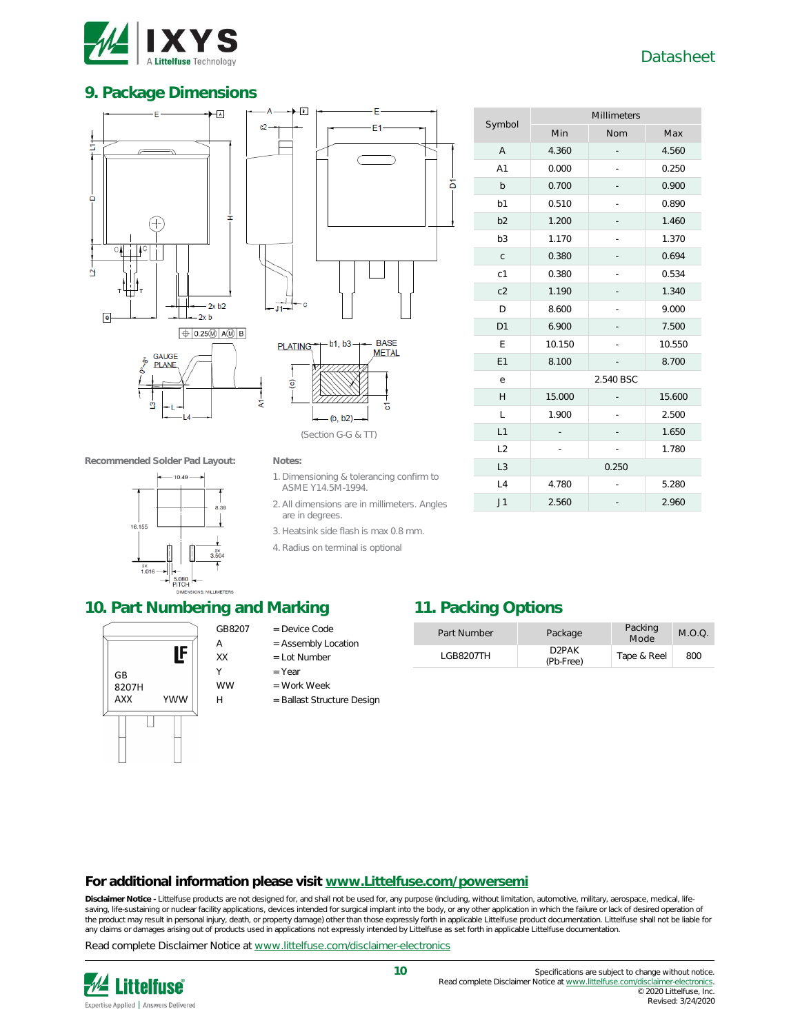## 9. Package Dimensions

| Symbol | Millimeters | | |
|---|---|---|---|
| | Min | Nom | Max |
| A | 4.360 | - | 4.560 |
| A1 | 0.000 | - | 0.250 |
| b | 0.700 | - | 0.900 |
| b1 | 0.510 | - | 0.890 |
| b2 | 1.200 | - | 1.460 |
| b3 | 1.170 | - | 1.370 |
| c | 0.380 | - | 0.694 |
| c1 | 0.380 | - | 0.534 |
| c2 | 1.190 | - | 1.340 |
| D | 8.600 | - | 9.000 |
| D1 | 6.900 | - | 7.500 |
| E | 10.150 | - | 10.550 |
| E1 | 8.100 | - | 8.700 |
| e | 2.540 BSC | | |
| H | 15.000 | - | 15.600 |
| L | 1.900 | - | 2.500 |
| L1 | - | - | 1.650 |
| L2 | - | - | 1.780 |
| L3 | 0.250 | | |
| L4 | 4.780 | - | 5.280 |
| J1 | 2.560 | - | 2.960 |

(Section G-G & TT)

**Recommended Solder Pad Layout:**

10.49
8.38
16.155
2X 3.504
2X 1.016
5.080 PITCH
DIMENSIONS: MILLIMETERS

**Notes:**

1. Dimensioning & tolerancing confirm to ASME Y14.5M-1994.
2. All dimensions are in millimeters. Angles are in degrees.
3. Heatsink side flash is max 0.8 mm.
4. Radius on terminal is optional

## 10. Part Numbering and Marking

GB
8207H
AXX YWW

| | |
|---|---|
| GB8207 | = Device Code |
| A | = Assembly Location |
| XX | = Lot Number |
| Y | = Year |
| WW | = Work Week |
| H | = Ballast Structure Design |

## 11. Packing Options

| Part Number | Package | Packing Mode | M.O.Q. |
|---|---|---|---|
| LGB8207TH | D2PAK (Pb-Free) | Tape & Reel | 800 |

**For additional information please visit www.Littelfuse.com/powersemi**

**Disclaimer Notice -** Littelfuse products are not designed for, and shall not be used for, any purpose (including, without limitation, automotive, military, aerospace, medical, life-saving, life-sustaining or nuclear facility applications, devices intended for surgical implant into the body, or any other application in which the failure or lack of desired operation of the product may result in personal injury, death, or property damage) other than those expressly forth in applicable Littelfuse product documentation. Littelfuse shall not be liable for any claims or damages arising out of products used in applications not expressly intended by Littelfuse as set forth in applicable Littelfuse documentation.

Read complete Disclaimer Notice at www.littelfuse.com/disclaimer-electronics